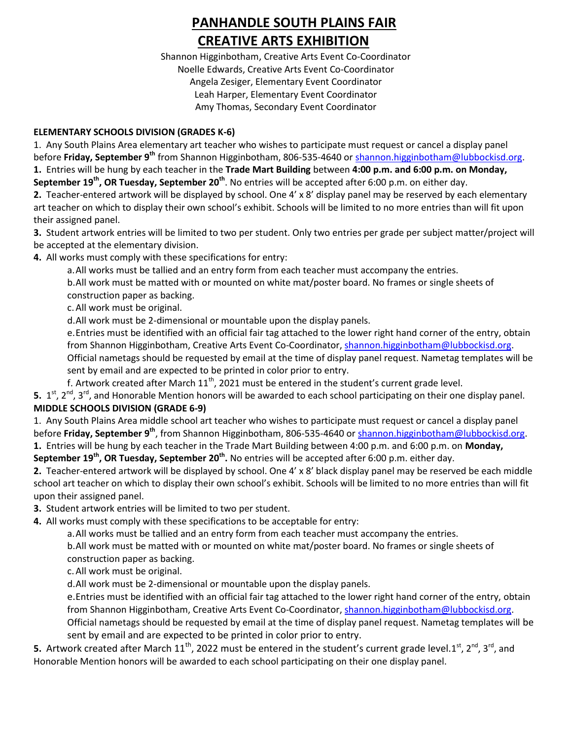# PANHANDLE SOUTH PLAINS FAIR
# CREATIVE ARTS EXHIBITION

Shannon Higginbotham, Creative Arts Event Co-Coordinator
Noelle Edwards, Creative Arts Event Co-Coordinator
Angela Zesiger, Elementary Event Coordinator
Leah Harper, Elementary Event Coordinator
Amy Thomas, Secondary Event Coordinator

**ELEMENTARY SCHOOLS DIVISION (GRADES K-6)**

1. Any South Plains Area elementary art teacher who wishes to participate must request or cancel a display panel before **Friday, September 9th** from Shannon Higginbotham, 806-535-4640 or shannon.higginbotham@lubbockisd.org.

**1.** Entries will be hung by each teacher in the **Trade Mart Building** between **4:00 p.m. and 6:00 p.m. on Monday, September 19th, OR Tuesday, September 20th**. No entries will be accepted after 6:00 p.m. on either day.

**2.** Teacher-entered artwork will be displayed by school. One 4' x 8' display panel may be reserved by each elementary art teacher on which to display their own school's exhibit. Schools will be limited to no more entries than will fit upon their assigned panel.

**3.** Student artwork entries will be limited to two per student. Only two entries per grade per subject matter/project will be accepted at the elementary division.

**4.** All works must comply with these specifications for entry:

a. All works must be tallied and an entry form from each teacher must accompany the entries.
b. All work must be matted with or mounted on white mat/poster board. No frames or single sheets of construction paper as backing.
c. All work must be original.
d. All work must be 2-dimensional or mountable upon the display panels.
e. Entries must be identified with an official fair tag attached to the lower right hand corner of the entry, obtain from Shannon Higginbotham, Creative Arts Event Co-Coordinator, shannon.higginbotham@lubbockisd.org. Official nametags should be requested by email at the time of display panel request. Nametag templates will be sent by email and are expected to be printed in color prior to entry.
f. Artwork created after March 11th, 2021 must be entered in the student's current grade level.

**5.** 1st, 2nd, 3rd, and Honorable Mention honors will be awarded to each school participating on their one display panel.

**MIDDLE SCHOOLS DIVISION (GRADE 6-9)**

1. Any South Plains Area middle school art teacher who wishes to participate must request or cancel a display panel before **Friday, September 9th**, from Shannon Higginbotham, 806-535-4640 or shannon.higginbotham@lubbockisd.org.

**1.** Entries will be hung by each teacher in the Trade Mart Building between 4:00 p.m. and 6:00 p.m. on **Monday, September 19th, OR Tuesday, September 20th.** No entries will be accepted after 6:00 p.m. either day.

**2.** Teacher-entered artwork will be displayed by school. One 4' x 8' black display panel may be reserved be each middle school art teacher on which to display their own school's exhibit. Schools will be limited to no more entries than will fit upon their assigned panel.

**3.** Student artwork entries will be limited to two per student.

**4.** All works must comply with these specifications to be acceptable for entry:

a. All works must be tallied and an entry form from each teacher must accompany the entries.
b. All work must be matted with or mounted on white mat/poster board. No frames or single sheets of construction paper as backing.
c. All work must be original.
d. All work must be 2-dimensional or mountable upon the display panels.
e. Entries must be identified with an official fair tag attached to the lower right hand corner of the entry, obtain from Shannon Higginbotham, Creative Arts Event Co-Coordinator, shannon.higginbotham@lubbockisd.org. Official nametags should be requested by email at the time of display panel request. Nametag templates will be sent by email and are expected to be printed in color prior to entry.

**5.** Artwork created after March 11th, 2022 must be entered in the student's current grade level.1st, 2nd, 3rd, and Honorable Mention honors will be awarded to each school participating on their one display panel.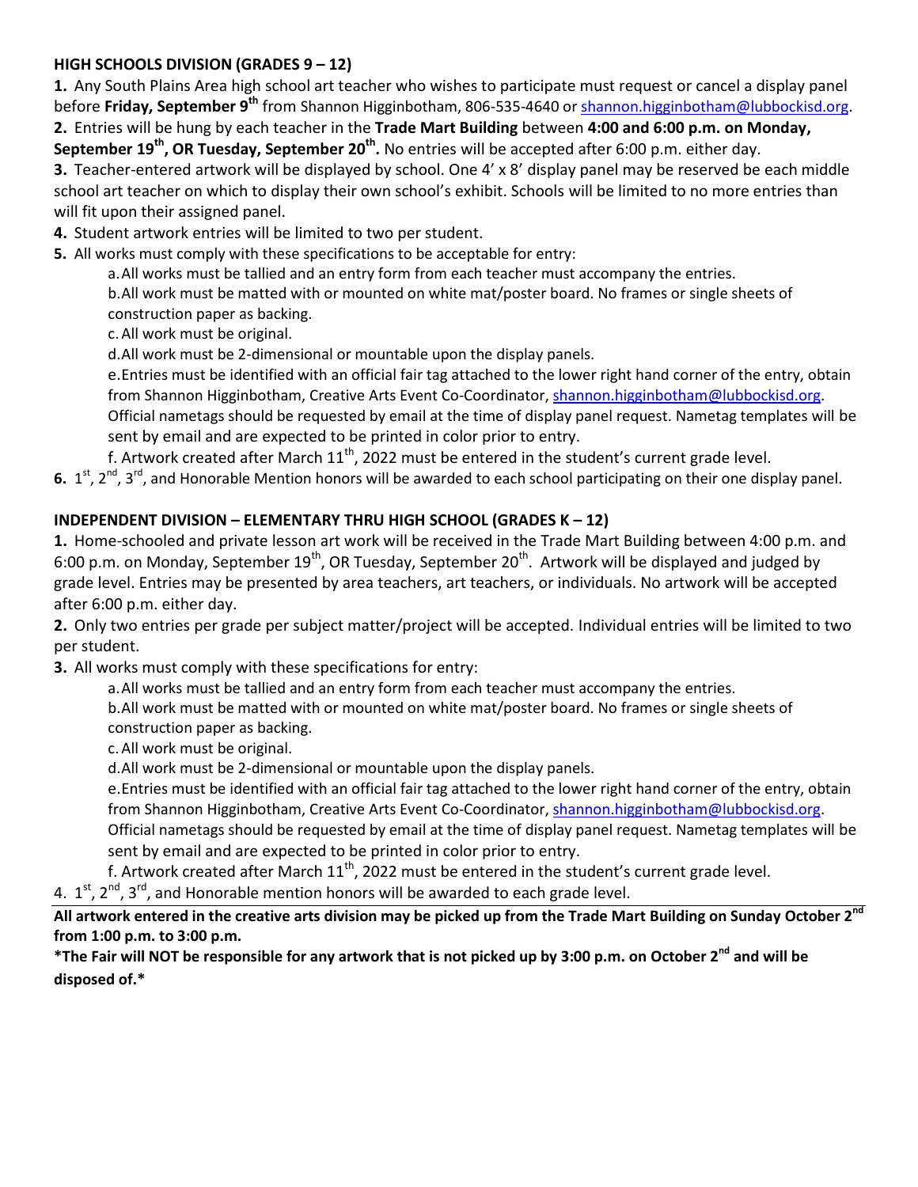### HIGH SCHOOLS DIVISION (GRADES 9 – 12)

**1.** Any South Plains Area high school art teacher who wishes to participate must request or cancel a display panel before **Friday, September 9th** from Shannon Higginbotham, 806-535-4640 or shannon.higginbotham@lubbockisd.org.

**2.** Entries will be hung by each teacher in the **Trade Mart Building** between **4:00 and 6:00 p.m. on Monday, September 19th, OR Tuesday, September 20th.** No entries will be accepted after 6:00 p.m. either day.

**3.** Teacher-entered artwork will be displayed by school. One 4' x 8' display panel may be reserved be each middle school art teacher on which to display their own school's exhibit. Schools will be limited to no more entries than will fit upon their assigned panel.

**4.** Student artwork entries will be limited to two per student.

**5.** All works must comply with these specifications to be acceptable for entry:

a. All works must be tallied and an entry form from each teacher must accompany the entries.

b. All work must be matted with or mounted on white mat/poster board. No frames or single sheets of construction paper as backing.

c. All work must be original.

d. All work must be 2-dimensional or mountable upon the display panels.

e. Entries must be identified with an official fair tag attached to the lower right hand corner of the entry, obtain from Shannon Higginbotham, Creative Arts Event Co-Coordinator, shannon.higginbotham@lubbockisd.org. Official nametags should be requested by email at the time of display panel request. Nametag templates will be sent by email and are expected to be printed in color prior to entry.

f. Artwork created after March 11th, 2022 must be entered in the student's current grade level.

**6.** 1st, 2nd, 3rd, and Honorable Mention honors will be awarded to each school participating on their one display panel.

### INDEPENDENT DIVISION – ELEMENTARY THRU HIGH SCHOOL (GRADES K – 12)

**1.** Home-schooled and private lesson art work will be received in the Trade Mart Building between 4:00 p.m. and 6:00 p.m. on Monday, September 19th, OR Tuesday, September 20th. Artwork will be displayed and judged by grade level. Entries may be presented by area teachers, art teachers, or individuals. No artwork will be accepted after 6:00 p.m. either day.

**2.** Only two entries per grade per subject matter/project will be accepted. Individual entries will be limited to two per student.

**3.** All works must comply with these specifications for entry:

a. All works must be tallied and an entry form from each teacher must accompany the entries.

b. All work must be matted with or mounted on white mat/poster board. No frames or single sheets of construction paper as backing.

c. All work must be original.

d. All work must be 2-dimensional or mountable upon the display panels.

e. Entries must be identified with an official fair tag attached to the lower right hand corner of the entry, obtain from Shannon Higginbotham, Creative Arts Event Co-Coordinator, shannon.higginbotham@lubbockisd.org. Official nametags should be requested by email at the time of display panel request. Nametag templates will be sent by email and are expected to be printed in color prior to entry.

f. Artwork created after March 11th, 2022 must be entered in the student's current grade level.

4. 1st, 2nd, 3rd, and Honorable mention honors will be awarded to each grade level.

---

**All artwork entered in the creative arts division may be picked up from the Trade Mart Building on Sunday October 2nd from 1:00 p.m. to 3:00 p.m.**

**\*The Fair will NOT be responsible for any artwork that is not picked up by 3:00 p.m. on October 2nd and will be disposed of.\***